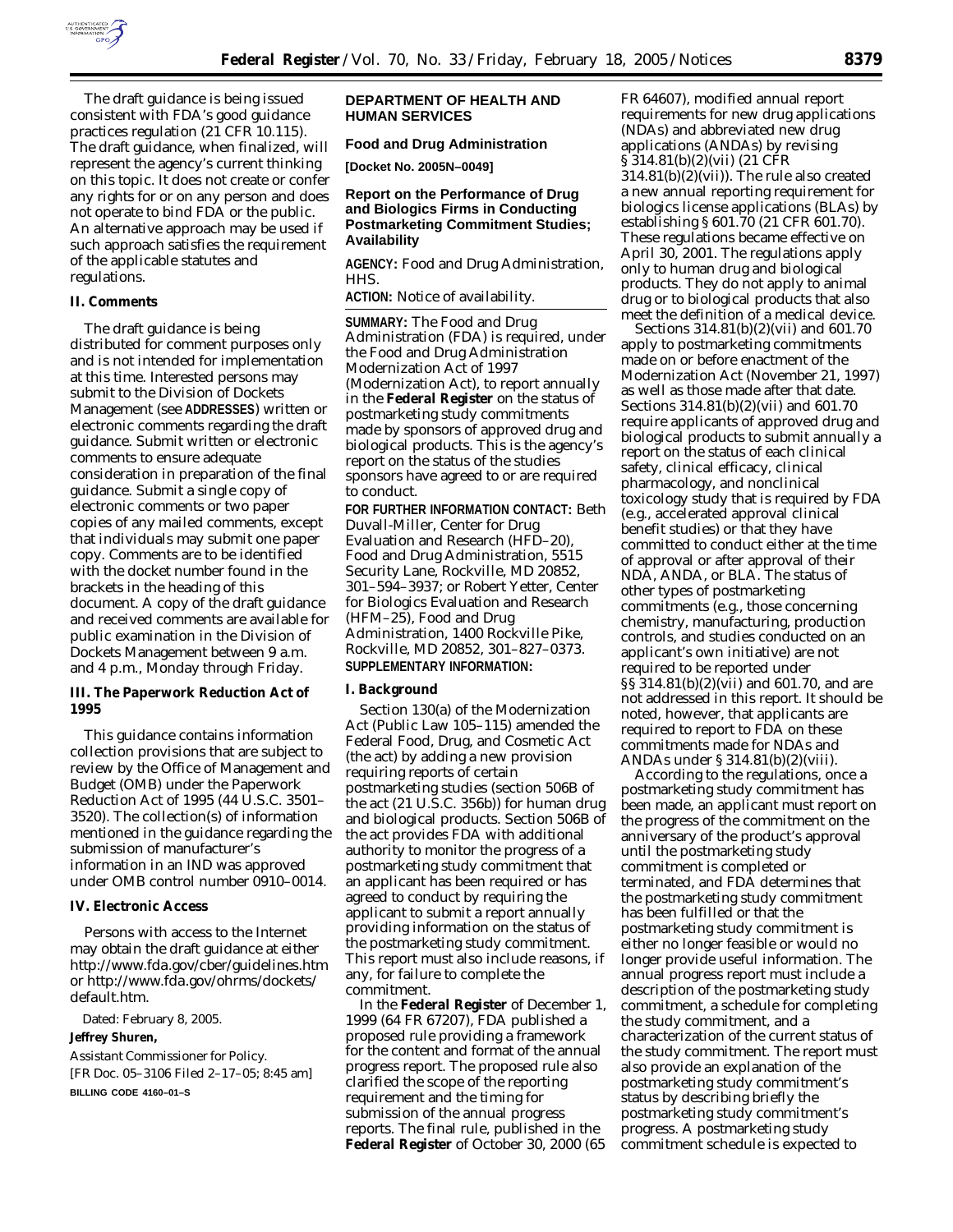The draft guidance is being issued consistent with FDA's good guidance practices regulation (21 CFR 10.115). The draft guidance, when finalized, will represent the agency's current thinking on this topic. It does not create or confer any rights for or on any person and does not operate to bind FDA or the public. An alternative approach may be used if such approach satisfies the requirement of the applicable statutes and regulations.

## II. Comments

The draft guidance is being distributed for comment purposes only and is not intended for implementation at this time. Interested persons may submit to the Division of Dockets Management (see **ADDRESSES**) written or electronic comments regarding the draft guidance. Submit written or electronic comments to ensure adequate consideration in preparation of the final guidance. Submit a single copy of electronic comments or two paper copies of any mailed comments, except that individuals may submit one paper copy. Comments are to be identified with the docket number found in the brackets in the heading of this document. A copy of the draft guidance and received comments are available for public examination in the Division of Dockets Management between 9 a.m. and 4 p.m., Monday through Friday.

## III. The Paperwork Reduction Act of 1995

This guidance contains information collection provisions that are subject to review by the Office of Management and Budget (OMB) under the Paperwork Reduction Act of 1995 (44 U.S.C. 3501–3520). The collection(s) of information mentioned in the guidance regarding the submission of manufacturer's information in an IND was approved under OMB control number 0910–0014.

## IV. Electronic Access

Persons with access to the Internet may obtain the draft guidance at either http://www.fda.gov/cber/guidelines.htm or http://www.fda.gov/ohrms/dockets/default.htm.

Dated: February 8, 2005.

**Jeffrey Shuren,**

*Assistant Commissioner for Policy.*

[FR Doc. 05–3106 Filed 2–17–05; 8:45 am]

**BILLING CODE 4160–01–S**

---

**DEPARTMENT OF HEALTH AND HUMAN SERVICES**

**Food and Drug Administration**

**[Docket No. 2005N–0049]**

# Report on the Performance of Drug and Biologics Firms in Conducting Postmarketing Commitment Studies; Availability

**AGENCY:** Food and Drug Administration, HHS.

**ACTION:** Notice of availability.

**SUMMARY:** The Food and Drug Administration (FDA) is required, under the Food and Drug Administration Modernization Act of 1997 (Modernization Act), to report annually in the **Federal Register** on the status of postmarketing study commitments made by sponsors of approved drug and biological products. This is the agency's report on the status of the studies sponsors have agreed to or are required to conduct.

**FOR FURTHER INFORMATION CONTACT:** Beth Duvall-Miller, Center for Drug Evaluation and Research (HFD–20), Food and Drug Administration, 5515 Security Lane, Rockville, MD 20852, 301–594–3937; or Robert Yetter, Center for Biologics Evaluation and Research (HFM–25), Food and Drug Administration, 1400 Rockville Pike, Rockville, MD 20852, 301–827–0373.

**SUPPLEMENTARY INFORMATION:**

## I. Background

Section 130(a) of the Modernization Act (Public Law 105–115) amended the Federal Food, Drug, and Cosmetic Act (the act) by adding a new provision requiring reports of certain postmarketing studies (section 506B of the act (21 U.S.C. 356b)) for human drug and biological products. Section 506B of the act provides FDA with additional authority to monitor the progress of a postmarketing study commitment that an applicant has been required or has agreed to conduct by requiring the applicant to submit a report annually providing information on the status of the postmarketing study commitment. This report must also include reasons, if any, for failure to complete the commitment.

In the **Federal Register** of December 1, 1999 (64 FR 67207), FDA published a proposed rule providing a framework for the content and format of the annual progress report. The proposed rule also clarified the scope of the reporting requirement and the timing for submission of the annual progress reports. The final rule, published in the **Federal Register** of October 30, 2000 (65 FR 64607), modified annual report requirements for new drug applications (NDAs) and abbreviated new drug applications (ANDAs) by revising § 314.81(b)(2)(vii) (21 CFR 314.81(b)(2)(vii)). The rule also created a new annual reporting requirement for biologics license applications (BLAs) by establishing § 601.70 (21 CFR 601.70). These regulations became effective on April 30, 2001. The regulations apply only to human drug and biological products. They do not apply to animal drug or to biological products that also meet the definition of a medical device.

Sections 314.81(b)(2)(vii) and 601.70 apply to postmarketing commitments made on or before enactment of the Modernization Act (November 21, 1997) as well as those made after that date. Sections 314.81(b)(2)(vii) and 601.70 require applicants of approved drug and biological products to submit annually a report on the status of each clinical safety, clinical efficacy, clinical pharmacology, and nonclinical toxicology study that is required by FDA (e.g., accelerated approval clinical benefit studies) or that they have committed to conduct either at the time of approval or after approval of their NDA, ANDA, or BLA. The status of other types of postmarketing commitments (e.g., those concerning chemistry, manufacturing, production controls, and studies conducted on an applicant's own initiative) are not required to be reported under §§ 314.81(b)(2)(vii) and 601.70, and are not addressed in this report. It should be noted, however, that applicants are required to report to FDA on these commitments made for NDAs and ANDAs under § 314.81(b)(2)(viii).

According to the regulations, once a postmarketing study commitment has been made, an applicant must report on the progress of the commitment on the anniversary of the product's approval until the postmarketing study commitment is completed or terminated, and FDA determines that the postmarketing study commitment has been fulfilled or that the postmarketing study commitment is either no longer feasible or would no longer provide useful information. The annual progress report must include a description of the postmarketing study commitment, a schedule for completing the study commitment, and a characterization of the current status of the study commitment. The report must also provide an explanation of the postmarketing study commitment's status by describing briefly the postmarketing study commitment's progress. A postmarketing study commitment schedule is expected to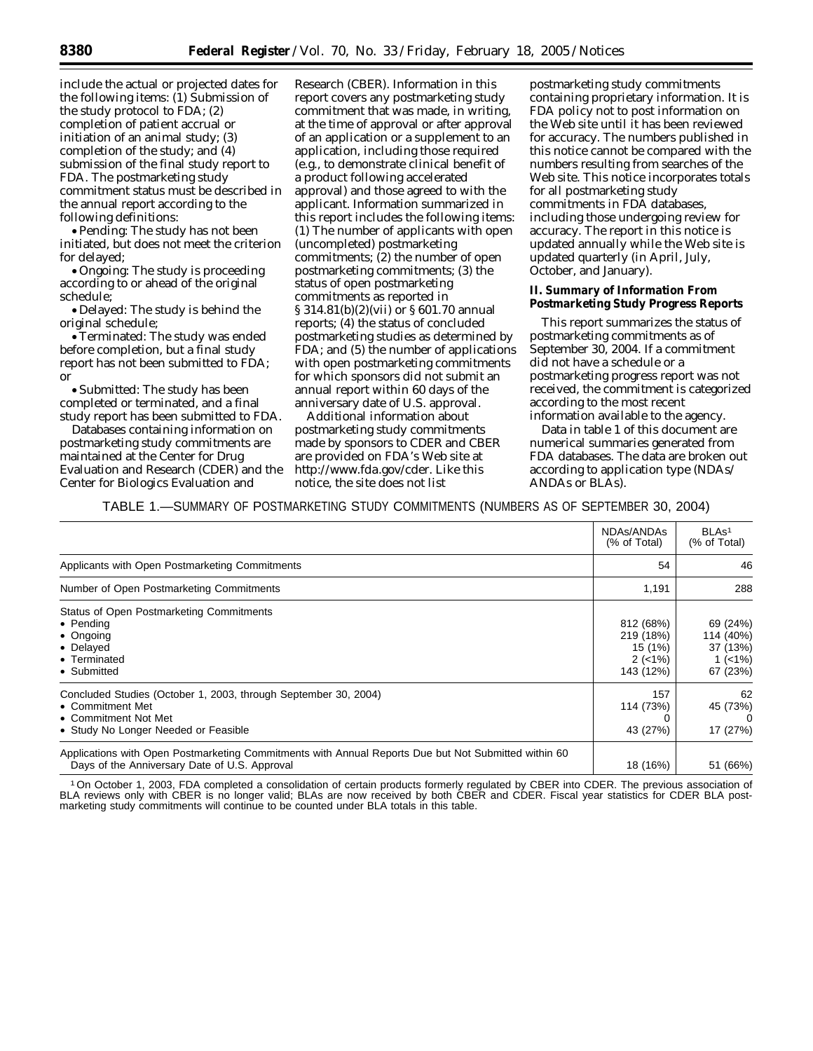include the actual or projected dates for the following items: (1) Submission of the study protocol to FDA; (2) completion of patient accrual or initiation of an animal study; (3) completion of the study; and (4) submission of the final study report to FDA. The postmarketing study commitment status must be described in the annual report according to the following definitions:

- *Pending:* The study has not been initiated, but does not meet the criterion for delayed;
- *Ongoing:* The study is proceeding according to or ahead of the original schedule;
- *Delayed:* The study is behind the original schedule;
- *Terminated:* The study was ended before completion, but a final study report has not been submitted to FDA; or
- *Submitted:* The study has been completed or terminated, and a final study report has been submitted to FDA.

Databases containing information on postmarketing study commitments are maintained at the Center for Drug Evaluation and Research (CDER) and the Center for Biologics Evaluation and Research (CBER). Information in this report covers any postmarketing study commitment that was made, in writing, at the time of approval or after approval of an application or a supplement to an application, including those required (e.g., to demonstrate clinical benefit of a product following accelerated approval) and those agreed to with the applicant. Information summarized in this report includes the following items: (1) The number of applicants with open (uncompleted) postmarketing commitments; (2) the number of open postmarketing commitments; (3) the status of open postmarketing commitments as reported in § 314.81(b)(2)(vii) or § 601.70 annual reports; (4) the status of concluded postmarketing studies as determined by FDA; and (5) the number of applications with open postmarketing commitments for which sponsors did not submit an annual report within 60 days of the anniversary date of U.S. approval.

Additional information about postmarketing study commitments made by sponsors to CDER and CBER are provided on FDA's Web site at http://www.fda.gov/cder. Like this notice, the site does not list postmarketing study commitments containing proprietary information. It is FDA policy not to post information on the Web site until it has been reviewed for accuracy. The numbers published in this notice cannot be compared with the numbers resulting from searches of the Web site. This notice incorporates totals for all postmarketing study commitments in FDA databases, including those undergoing review for accuracy. The report in this notice is updated annually while the Web site is updated quarterly (in April, July, October, and January).

## II. Summary of Information From Postmarketing Study Progress Reports

This report summarizes the status of postmarketing commitments as of September 30, 2004. If a commitment did not have a schedule or a postmarketing progress report was not received, the commitment is categorized according to the most recent information available to the agency.

Data in table 1 of this document are numerical summaries generated from FDA databases. The data are broken out according to application type (NDAs/ ANDAs or BLAs).

TABLE 1.—SUMMARY OF POSTMARKETING STUDY COMMITMENTS (NUMBERS AS OF SEPTEMBER 30, 2004)

| | NDAs/ANDAs (% of Total) | BLAs[1] (% of Total) |
|---|---|---|
| Applicants with Open Postmarketing Commitments | 54 | 46 |
| Number of Open Postmarketing Commitments | 1,191 | 288 |
| Status of Open Postmarketing Commitments | | |
| • Pending | 812 (68%) | 69 (24%) |
| • Ongoing | 219 (18%) | 114 (40%) |
| • Delayed | 15 (1%) | 37 (13%) |
| • Terminated | 2 (<1%) | 1 (<1%) |
| • Submitted | 143 (12%) | 67 (23%) |
| Concluded Studies (October 1, 2003, through September 30, 2004) | 157 | 62 |
| • Commitment Met | 114 (73%) | 45 (73%) |
| • Commitment Not Met | 0 | 0 |
| • Study No Longer Needed or Feasible | 43 (27%) | 17 (27%) |
| Applications with Open Postmarketing Commitments with Annual Reports Due but Not Submitted within 60 Days of the Anniversary Date of U.S. Approval | 18 (16%) | 51 (66%) |

[1] On October 1, 2003, FDA completed a consolidation of certain products formerly regulated by CBER into CDER. The previous association of BLA reviews only with CBER is no longer valid; BLAs are now received by both CBER and CDER. Fiscal year statistics for CDER BLA postmarketing study commitments will continue to be counted under BLA totals in this table.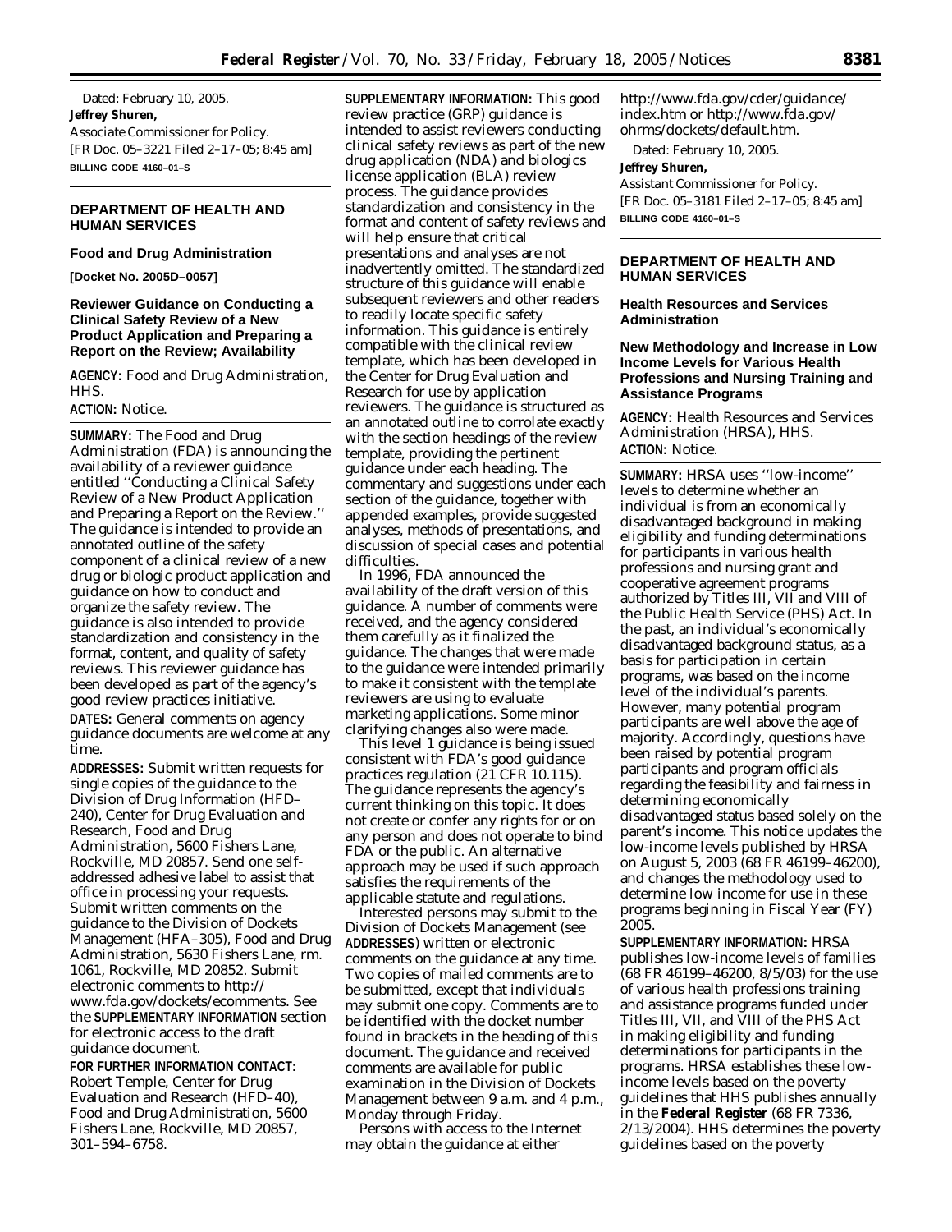Dated: February 10, 2005.

**Jeffrey Shuren,**

*Associate Commissioner for Policy.*

[FR Doc. 05–3221 Filed 2–17–05; 8:45 am]

**BILLING CODE 4160–01–S**

## DEPARTMENT OF HEALTH AND HUMAN SERVICES

### Food and Drug Administration

**[Docket No. 2005D–0057]**

### Reviewer Guidance on Conducting a Clinical Safety Review of a New Product Application and Preparing a Report on the Review; Availability

**AGENCY:** Food and Drug Administration, HHS.

**ACTION:** Notice.

**SUMMARY:** The Food and Drug Administration (FDA) is announcing the availability of a reviewer guidance entitled ''Conducting a Clinical Safety Review of a New Product Application and Preparing a Report on the Review.'' The guidance is intended to provide an annotated outline of the safety component of a clinical review of a new drug or biologic product application and guidance on how to conduct and organize the safety review. The guidance is also intended to provide standardization and consistency in the format, content, and quality of safety reviews. This reviewer guidance has been developed as part of the agency's good review practices initiative.

**DATES:** General comments on agency guidance documents are welcome at any time.

**ADDRESSES:** Submit written requests for single copies of the guidance to the Division of Drug Information (HFD–240), Center for Drug Evaluation and Research, Food and Drug Administration, 5600 Fishers Lane, Rockville, MD 20857. Send one self-addressed adhesive label to assist that office in processing your requests. Submit written comments on the guidance to the Division of Dockets Management (HFA–305), Food and Drug Administration, 5630 Fishers Lane, rm. 1061, Rockville, MD 20852. Submit electronic comments to http://www.fda.gov/dockets/ecomments. See the **SUPPLEMENTARY INFORMATION** section for electronic access to the draft guidance document.

**FOR FURTHER INFORMATION CONTACT:** Robert Temple, Center for Drug Evaluation and Research (HFD–40), Food and Drug Administration, 5600 Fishers Lane, Rockville, MD 20857, 301–594–6758.

**SUPPLEMENTARY INFORMATION:** This good review practice (GRP) guidance is intended to assist reviewers conducting clinical safety reviews as part of the new drug application (NDA) and biologics license application (BLA) review process. The guidance provides standardization and consistency in the format and content of safety reviews and will help ensure that critical presentations and analyses are not inadvertently omitted. The standardized structure of this guidance will enable subsequent reviewers and other readers to readily locate specific safety information. This guidance is entirely compatible with the clinical review template, which has been developed in the Center for Drug Evaluation and Research for use by application reviewers. The guidance is structured as an annotated outline to correlate exactly with the section headings of the review template, providing the pertinent guidance under each heading. The commentary and suggestions under each section of the guidance, together with appended examples, provide suggested analyses, methods of presentations, and discussion of special cases and potential difficulties.

In 1996, FDA announced the availability of the draft version of this guidance. A number of comments were received, and the agency considered them carefully as it finalized the guidance. The changes that were made to the guidance were intended primarily to make it consistent with the template reviewers are using to evaluate marketing applications. Some minor clarifying changes also were made.

This level 1 guidance is being issued consistent with FDA's good guidance practices regulation (21 CFR 10.115). The guidance represents the agency's current thinking on this topic. It does not create or confer any rights for or on any person and does not operate to bind FDA or the public. An alternative approach may be used if such approach satisfies the requirements of the applicable statute and regulations.

Interested persons may submit to the Division of Dockets Management (see **ADDRESSES**) written or electronic comments on the guidance at any time. Two copies of mailed comments are to be submitted, except that individuals may submit one copy. Comments are to be identified with the docket number found in brackets in the heading of this document. The guidance and received comments are available for public examination in the Division of Dockets Management between 9 a.m. and 4 p.m., Monday through Friday.

Persons with access to the Internet may obtain the guidance at either http://www.fda.gov/cder/guidance/index.htm or http://www.fda.gov/ohrms/dockets/default.htm.

Dated: February 10, 2005.

**Jeffrey Shuren,**

*Assistant Commissioner for Policy.*

[FR Doc. 05–3181 Filed 2–17–05; 8:45 am]

**BILLING CODE 4160–01–S**

## DEPARTMENT OF HEALTH AND HUMAN SERVICES

### Health Resources and Services Administration

### New Methodology and Increase in Low Income Levels for Various Health Professions and Nursing Training and Assistance Programs

**AGENCY:** Health Resources and Services Administration (HRSA), HHS.

**ACTION:** Notice.

**SUMMARY:** HRSA uses ''low-income'' levels to determine whether an individual is from an economically disadvantaged background in making eligibility and funding determinations for participants in various health professions and nursing grant and cooperative agreement programs authorized by Titles III, VII and VIII of the Public Health Service (PHS) Act. In the past, an individual's economically disadvantaged background status, as a basis for participation in certain programs, was based on the income level of the individual's parents. However, many potential program participants are well above the age of majority. Accordingly, questions have been raised by potential program participants and program officials regarding the feasibility and fairness in determining economically disadvantaged status based solely on the parent's income. This notice updates the low-income levels published by HRSA on August 5, 2003 (68 FR 46199–46200), and changes the methodology used to determine low income for use in these programs beginning in Fiscal Year (FY) 2005.

**SUPPLEMENTARY INFORMATION:** HRSA publishes low-income levels of families (68 FR 46199–46200, 8/5/03) for the use of various health professions training and assistance programs funded under Titles III, VII, and VIII of the PHS Act in making eligibility and funding determinations for participants in the programs. HRSA establishes these low-income levels based on the poverty guidelines that HHS publishes annually in the **Federal Register** (68 FR 7336, 2/13/2004). HHS determines the poverty guidelines based on the poverty